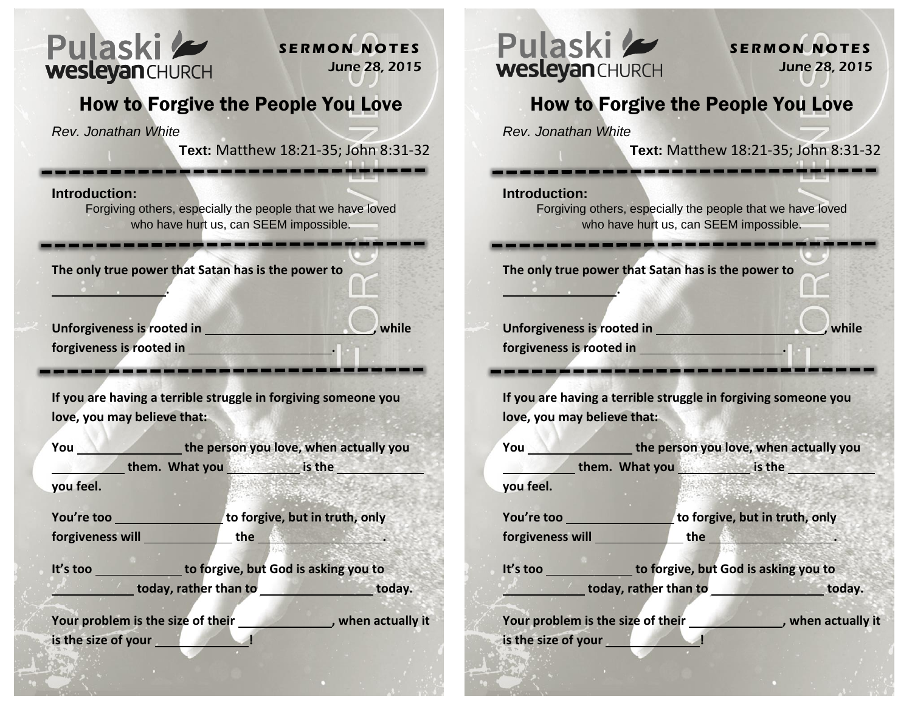Pulaski wesleyan CHURCH

**SERMON NOTES**
*June 28, 2015*

# How to Forgive the People You Love

*Rev. Jonathan White*

**Text:** Matthew 18:21-35; John 8:31-32

---

**Introduction:**

Forgiving others, especially the people that we have loved who have hurt us, can SEEM impossible.

---

**The only true power that Satan has is the power to \_\_\_\_\_\_\_\_\_\_\_\_\_\_\_\_.**

**Unforgiveness is rooted in \_\_\_\_\_\_\_\_\_\_\_\_\_\_\_\_\_\_\_\_\_\_\_\_, while forgiveness is rooted in \_\_\_\_\_\_\_\_\_\_\_\_\_\_\_\_\_\_\_\_\_.**

---

**If you are having a terrible struggle in forgiving someone you love, you may believe that:**

**You \_\_\_\_\_\_\_\_\_\_\_\_\_\_\_ the person you love, when actually you \_\_\_\_\_\_\_\_\_\_ them. What you \_\_\_\_\_\_\_\_\_\_ is the \_\_\_\_\_\_\_\_\_\_\_\_ you feel.**

**You're too \_\_\_\_\_\_\_\_\_\_\_\_\_\_\_ to forgive, but in truth, only forgiveness will \_\_\_\_\_\_\_\_\_\_\_\_ the \_\_\_\_\_\_\_\_\_\_\_\_\_\_\_\_\_\_.**

**It's too \_\_\_\_\_\_\_\_\_\_\_\_ to forgive, but God is asking you to \_\_\_\_\_\_\_\_\_\_\_\_ today, rather than to \_\_\_\_\_\_\_\_\_\_\_\_\_\_\_\_ today.**

**Your problem is the size of their \_\_\_\_\_\_\_\_\_\_\_\_\_, when actually it is the size of your \_\_\_\_\_\_\_\_\_\_\_\_\_!**

---

Pulaski wesleyan CHURCH

**SERMON NOTES**
*June 28, 2015*

# How to Forgive the People You Love

*Rev. Jonathan White*

**Text:** Matthew 18:21-35; John 8:31-32

---

**Introduction:**

Forgiving others, especially the people that we have loved who have hurt us, can SEEM impossible.

---

**The only true power that Satan has is the power to \_\_\_\_\_\_\_\_\_\_\_\_\_\_\_\_.**

**Unforgiveness is rooted in \_\_\_\_\_\_\_\_\_\_\_\_\_\_\_\_\_\_\_\_\_\_\_\_, while forgiveness is rooted in \_\_\_\_\_\_\_\_\_\_\_\_\_\_\_\_\_\_\_\_\_.**

---

**If you are having a terrible struggle in forgiving someone you love, you may believe that:**

**You \_\_\_\_\_\_\_\_\_\_\_\_\_\_\_ the person you love, when actually you \_\_\_\_\_\_\_\_\_\_ them. What you \_\_\_\_\_\_\_\_\_\_ is the \_\_\_\_\_\_\_\_\_\_\_\_ you feel.**

**You're too \_\_\_\_\_\_\_\_\_\_\_\_\_\_\_ to forgive, but in truth, only forgiveness will \_\_\_\_\_\_\_\_\_\_\_\_ the \_\_\_\_\_\_\_\_\_\_\_\_\_\_\_\_\_\_.**

**It's too \_\_\_\_\_\_\_\_\_\_\_\_ to forgive, but God is asking you to \_\_\_\_\_\_\_\_\_\_\_\_ today, rather than to \_\_\_\_\_\_\_\_\_\_\_\_\_\_\_\_ today.**

**Your problem is the size of their \_\_\_\_\_\_\_\_\_\_\_\_\_, when actually it is the size of your \_\_\_\_\_\_\_\_\_\_\_\_\_!**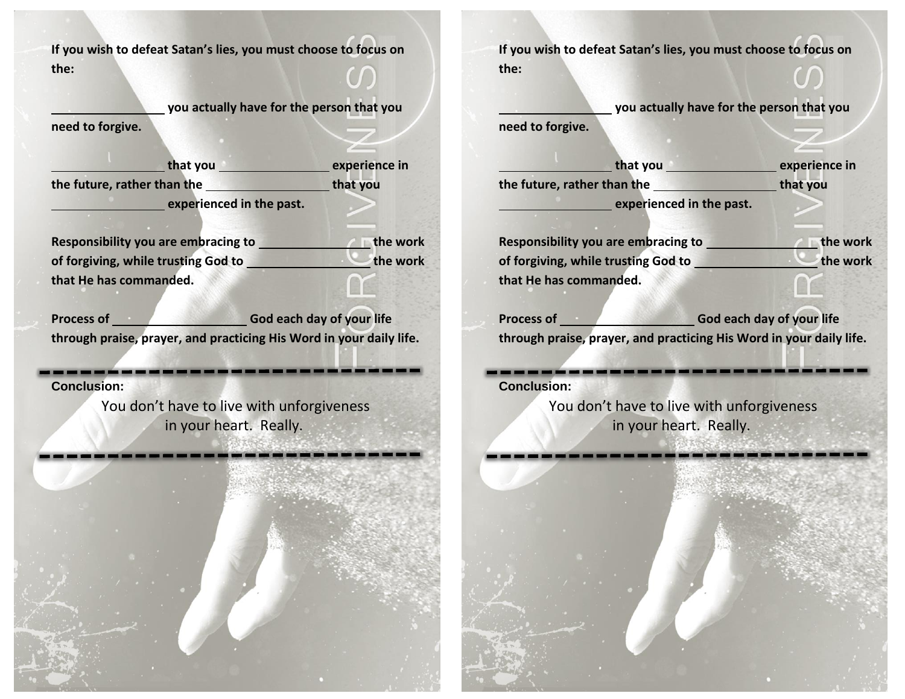**If you wish to defeat Satan's lies, you must choose to focus on the:**

**\_\_\_\_\_\_\_\_\_\_\_\_\_\_\_\_ you actually have for the person that you need to forgive.**

**\_\_\_\_\_\_\_\_\_\_\_\_\_\_\_\_ that you \_\_\_\_\_\_\_\_\_\_\_\_\_\_\_\_ experience in the future, rather than the \_\_\_\_\_\_\_\_\_\_\_\_\_\_\_\_ that you \_\_\_\_\_\_\_\_\_\_\_\_\_\_\_\_ experienced in the past.**

**Responsibility you are embracing to \_\_\_\_\_\_\_\_\_\_\_\_\_\_\_\_ the work of forgiving, while trusting God to \_\_\_\_\_\_\_\_\_\_\_\_\_\_\_\_ the work that He has commanded.**

**Process of \_\_\_\_\_\_\_\_\_\_\_\_\_\_\_\_\_\_ God each day of your life through praise, prayer, and practicing His Word in your daily life.**

---

**Conclusion:**

You don't have to live with unforgiveness in your heart. Really.

---

**If you wish to defeat Satan's lies, you must choose to focus on the:**

**\_\_\_\_\_\_\_\_\_\_\_\_\_\_\_\_ you actually have for the person that you need to forgive.**

**\_\_\_\_\_\_\_\_\_\_\_\_\_\_\_\_ that you \_\_\_\_\_\_\_\_\_\_\_\_\_\_\_\_ experience in the future, rather than the \_\_\_\_\_\_\_\_\_\_\_\_\_\_\_\_ that you \_\_\_\_\_\_\_\_\_\_\_\_\_\_\_\_ experienced in the past.**

**Responsibility you are embracing to \_\_\_\_\_\_\_\_\_\_\_\_\_\_\_\_ the work of forgiving, while trusting God to \_\_\_\_\_\_\_\_\_\_\_\_\_\_\_\_ the work that He has commanded.**

**Process of \_\_\_\_\_\_\_\_\_\_\_\_\_\_\_\_\_\_ God each day of your life through praise, prayer, and practicing His Word in your daily life.**

---

**Conclusion:**

You don't have to live with unforgiveness in your heart. Really.

---